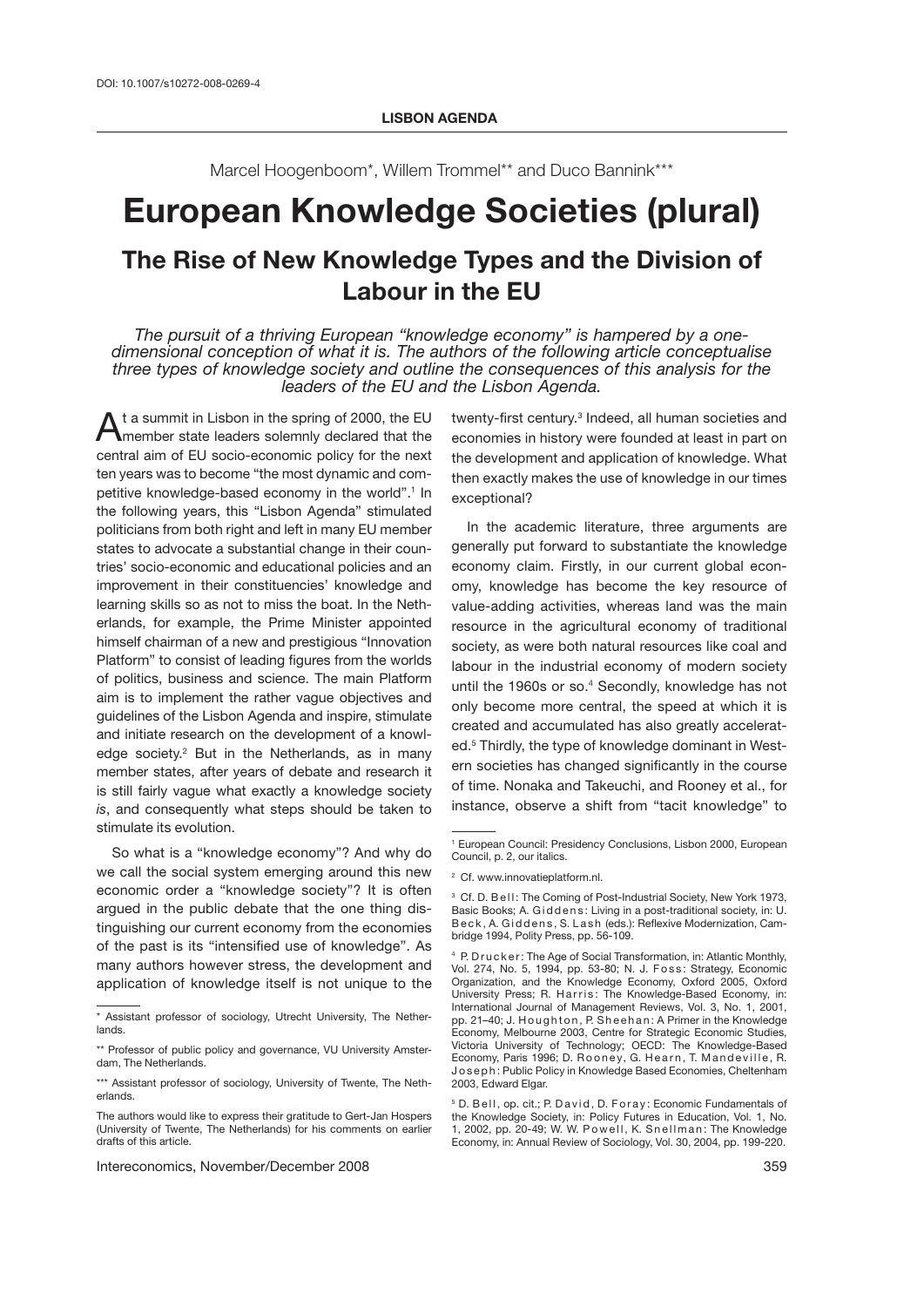DOI: 10.1007/s10272-008-0269-4

**LISBON AGENDA**

Marcel Hoogenboom*, Willem Trommel** and Duco Bannink***

# European Knowledge Societies (plural)

## The Rise of New Knowledge Types and the Division of Labour in the EU

*The pursuit of a thriving European "knowledge economy" is hampered by a one-dimensional conception of what it is. The authors of the following article conceptualise three types of knowledge society and outline the consequences of this analysis for the leaders of the EU and the Lisbon Agenda.*

At a summit in Lisbon in the spring of 2000, the EU member state leaders solemnly declared that the central aim of EU socio-economic policy for the next ten years was to become "the most dynamic and competitive knowledge-based economy in the world".[1] In the following years, this "Lisbon Agenda" stimulated politicians from both right and left in many EU member states to advocate a substantial change in their countries' socio-economic and educational policies and an improvement in their constituencies' knowledge and learning skills so as not to miss the boat. In the Netherlands, for example, the Prime Minister appointed himself chairman of a new and prestigious "Innovation Platform" to consist of leading figures from the worlds of politics, business and science. The main Platform aim is to implement the rather vague objectives and guidelines of the Lisbon Agenda and inspire, stimulate and initiate research on the development of a knowledge society.[2] But in the Netherlands, as in many member states, after years of debate and research it is still fairly vague what exactly a knowledge society *is*, and consequently what steps should be taken to stimulate its evolution.

So what is a "knowledge economy"? And why do we call the social system emerging around this new economic order a "knowledge society"? It is often argued in the public debate that the one thing distinguishing our current economy from the economies of the past is its "intensified use of knowledge". As many authors however stress, the development and application of knowledge itself is not unique to the twenty-first century.[3] Indeed, all human societies and economies in history were founded at least in part on the development and application of knowledge. What then exactly makes the use of knowledge in our times exceptional?

In the academic literature, three arguments are generally put forward to substantiate the knowledge economy claim. Firstly, in our current global economy, knowledge has become the key resource of value-adding activities, whereas land was the main resource in the agricultural economy of traditional society, as were both natural resources like coal and labour in the industrial economy of modern society until the 1960s or so.[4] Secondly, knowledge has not only become more central, the speed at which it is created and accumulated has also greatly accelerated.[5] Thirdly, the type of knowledge dominant in Western societies has changed significantly in the course of time. Nonaka and Takeuchi, and Rooney et al., for instance, observe a shift from "tacit knowledge" to

---

\* Assistant professor of sociology, Utrecht University, The Netherlands.

\** Professor of public policy and governance, VU University Amsterdam, The Netherlands.

\*** Assistant professor of sociology, University of Twente, The Netherlands.

The authors would like to express their gratitude to Gert-Jan Hospers (University of Twente, The Netherlands) for his comments on earlier drafts of this article.

[1] European Council: Presidency Conclusions, Lisbon 2000, European Council, p. 2, our italics.

[2] Cf. www.innovatieplatform.nl.

[3] Cf. D. Bell: The Coming of Post-Industrial Society, New York 1973, Basic Books; A. Giddens: Living in a post-traditional society, in: U. Beck, A. Giddens, S. Lash (eds.): Reflexive Modernization, Cambridge 1994, Polity Press, pp. 56-109.

[4] P. Drucker: The Age of Social Transformation, in: Atlantic Monthly, Vol. 274, No. 5, 1994, pp. 53-80; N. J. Foss: Strategy, Economic Organization, and the Knowledge Economy, Oxford 2005, Oxford University Press; R. Harris: The Knowledge-Based Economy, in: International Journal of Management Reviews, Vol. 3, No. 1, 2001, pp. 21–40; J. Houghton, P. Sheehan: A Primer in the Knowledge Economy, Melbourne 2003, Centre for Strategic Economic Studies, Victoria University of Technology; OECD: The Knowledge-Based Economy, Paris 1996; D. Rooney, G. Hearn, T. Mandeville, R. Joseph: Public Policy in Knowledge Based Economies, Cheltenham 2003, Edward Elgar.

[5] D. Bell, op. cit.; P. David, D. Foray: Economic Fundamentals of the Knowledge Society, in: Policy Futures in Education, Vol. 1, No. 1, 2002, pp. 20-49; W. W. Powell, K. Snellman: The Knowledge Economy, in: Annual Review of Sociology, Vol. 30, 2004, pp. 199-220.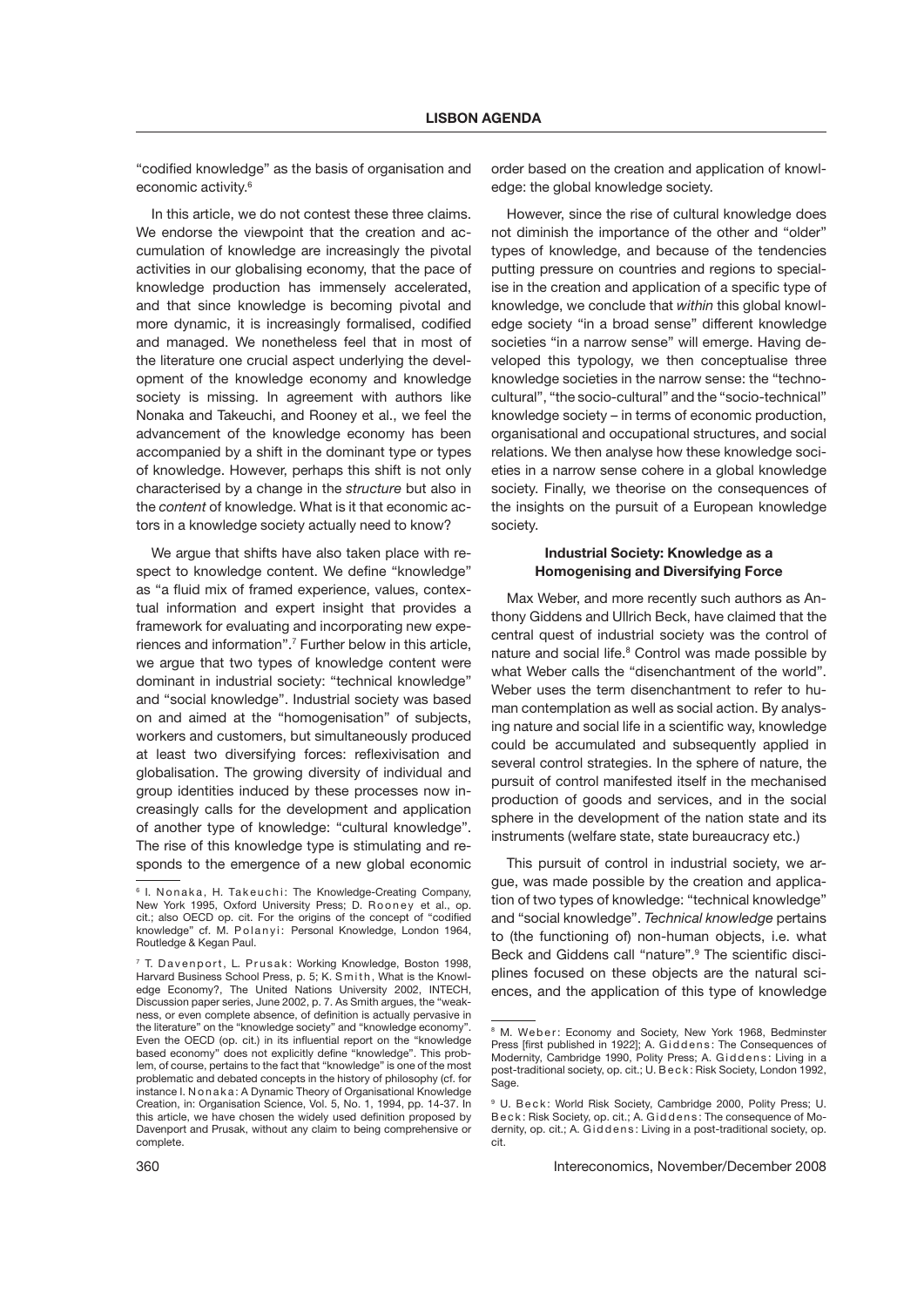"codified knowledge" as the basis of organisation and economic activity.[6]

In this article, we do not contest these three claims. We endorse the viewpoint that the creation and accumulation of knowledge are increasingly the pivotal activities in our globalising economy, that the pace of knowledge production has immensely accelerated, and that since knowledge is becoming pivotal and more dynamic, it is increasingly formalised, codified and managed. We nonetheless feel that in most of the literature one crucial aspect underlying the development of the knowledge economy and knowledge society is missing. In agreement with authors like Nonaka and Takeuchi, and Rooney et al., we feel the advancement of the knowledge economy has been accompanied by a shift in the dominant type or types of knowledge. However, perhaps this shift is not only characterised by a change in the *structure* but also in the *content* of knowledge. What is it that economic actors in a knowledge society actually need to know?

We argue that shifts have also taken place with respect to knowledge content. We define "knowledge" as "a fluid mix of framed experience, values, contextual information and expert insight that provides a framework for evaluating and incorporating new experiences and information".[7] Further below in this article, we argue that two types of knowledge content were dominant in industrial society: "technical knowledge" and "social knowledge". Industrial society was based on and aimed at the "homogenisation" of subjects, workers and customers, but simultaneously produced at least two diversifying forces: reflexivisation and globalisation. The growing diversity of individual and group identities induced by these processes now increasingly calls for the development and application of another type of knowledge: "cultural knowledge". The rise of this knowledge type is stimulating and responds to the emergence of a new global economic order based on the creation and application of knowledge: the global knowledge society.

However, since the rise of cultural knowledge does not diminish the importance of the other and "older" types of knowledge, and because of the tendencies putting pressure on countries and regions to specialise in the creation and application of a specific type of knowledge, we conclude that *within* this global knowledge society "in a broad sense" different knowledge societies "in a narrow sense" will emerge. Having developed this typology, we then conceptualise three knowledge societies in the narrow sense: the "techno-cultural", "the socio-cultural" and the "socio-technical" knowledge society – in terms of economic production, organisational and occupational structures, and social relations. We then analyse how these knowledge societies in a narrow sense cohere in a global knowledge society. Finally, we theorise on the consequences of the insights on the pursuit of a European knowledge society.

### Industrial Society: Knowledge as a Homogenising and Diversifying Force

Max Weber, and more recently such authors as Anthony Giddens and Ullrich Beck, have claimed that the central quest of industrial society was the control of nature and social life.[8] Control was made possible by what Weber calls the "disenchantment of the world". Weber uses the term disenchantment to refer to human contemplation as well as social action. By analysing nature and social life in a scientific way, knowledge could be accumulated and subsequently applied in several control strategies. In the sphere of nature, the pursuit of control manifested itself in the mechanised production of goods and services, and in the social sphere in the development of the nation state and its instruments (welfare state, state bureaucracy etc.)

This pursuit of control in industrial society, we argue, was made possible by the creation and application of two types of knowledge: "technical knowledge" and "social knowledge". *Technical knowledge* pertains to (the functioning of) non-human objects, i.e. what Beck and Giddens call "nature".[9] The scientific disciplines focused on these objects are the natural sciences, and the application of this type of knowledge

---

[6] I. Nonaka, H. Takeuchi: The Knowledge-Creating Company, New York 1995, Oxford University Press; D. Rooney et al., op. cit.; also OECD op. cit. For the origins of the concept of "codified knowledge" cf. M. Polanyi: Personal Knowledge, London 1964, Routledge & Kegan Paul.

[7] T. Davenport, L. Prusak: Working Knowledge, Boston 1998, Harvard Business School Press, p. 5; K. Smith, What is the Knowledge Economy?, The United Nations University 2002, INTECH, Discussion paper series, June 2002, p. 7. As Smith argues, the "weakness, or even complete absence, of definition is actually pervasive in the literature" on the "knowledge society" and "knowledge economy". Even the OECD (op. cit.) in its influential report on the "knowledge based economy" does not explicitly define "knowledge". This problem, of course, pertains to the fact that "knowledge" is one of the most problematic and debated concepts in the history of philosophy (cf. for instance I. Nonaka: A Dynamic Theory of Organisational Knowledge Creation, in: Organisation Science, Vol. 5, No. 1, 1994, pp. 14-37. In this article, we have chosen the widely used definition proposed by Davenport and Prusak, without any claim to being comprehensive or complete.

[8] M. Weber: Economy and Society, New York 1968, Bedminster Press [first published in 1922]; A. Giddens: The Consequences of Modernity, Cambridge 1990, Polity Press; A. Giddens: Living in a post-traditional society, op. cit.; U. Beck: Risk Society, London 1992, Sage.

[9] U. Beck: World Risk Society, Cambridge 2000, Polity Press; U. Beck: Risk Society, op. cit.; A. Giddens: The consequence of Modernity, op. cit.; A. Giddens: Living in a post-traditional society, op. cit.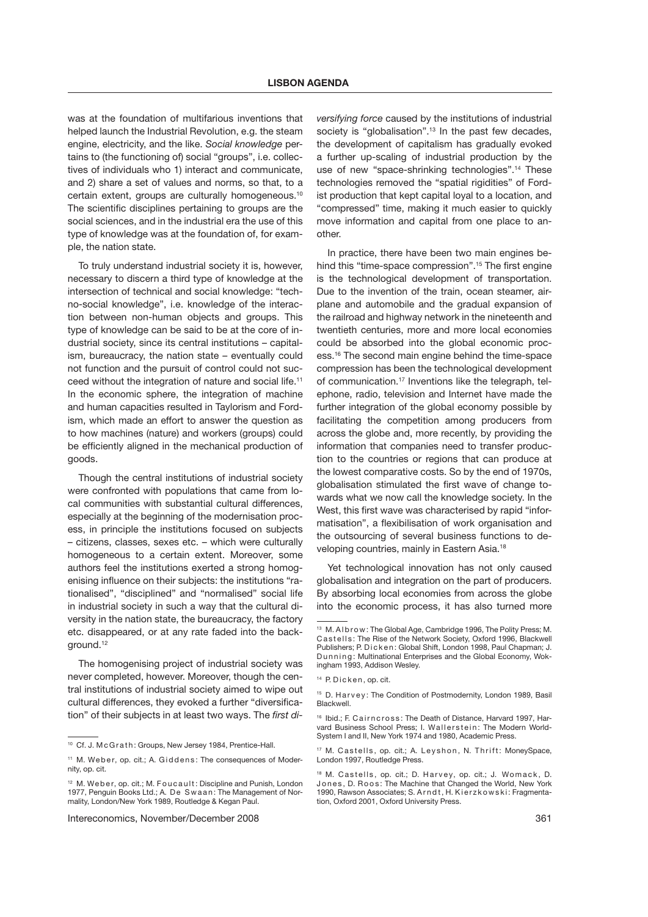was at the foundation of multifarious inventions that helped launch the Industrial Revolution, e.g. the steam engine, electricity, and the like. *Social knowledge* pertains to (the functioning of) social "groups", i.e. collectives of individuals who 1) interact and communicate, and 2) share a set of values and norms, so that, to a certain extent, groups are culturally homogeneous.[10] The scientific disciplines pertaining to groups are the social sciences, and in the industrial era the use of this type of knowledge was at the foundation of, for example, the nation state.

To truly understand industrial society it is, however, necessary to discern a third type of knowledge at the intersection of technical and social knowledge: "techno-social knowledge", i.e. knowledge of the interaction between non-human objects and groups. This type of knowledge can be said to be at the core of industrial society, since its central institutions – capitalism, bureaucracy, the nation state – eventually could not function and the pursuit of control could not succeed without the integration of nature and social life.[11] In the economic sphere, the integration of machine and human capacities resulted in Taylorism and Fordism, which made an effort to answer the question as to how machines (nature) and workers (groups) could be efficiently aligned in the mechanical production of goods.

Though the central institutions of industrial society were confronted with populations that came from local communities with substantial cultural differences, especially at the beginning of the modernisation process, in principle the institutions focused on subjects – citizens, classes, sexes etc. – which were culturally homogeneous to a certain extent. Moreover, some authors feel the institutions exerted a strong homogenising influence on their subjects: the institutions "rationalised", "disciplined" and "normalised" social life in industrial society in such a way that the cultural diversity in the nation state, the bureaucracy, the factory etc. disappeared, or at any rate faded into the background.[12]

The homogenising project of industrial society was never completed, however. Moreover, though the central institutions of industrial society aimed to wipe out cultural differences, they evoked a further "diversification" of their subjects in at least two ways. The *first diversifying force* caused by the institutions of industrial society is "globalisation".[13] In the past few decades, the development of capitalism has gradually evoked a further up-scaling of industrial production by the use of new "space-shrinking technologies".[14] These technologies removed the "spatial rigidities" of Fordist production that kept capital loyal to a location, and "compressed" time, making it much easier to quickly move information and capital from one place to another.

In practice, there have been two main engines behind this "time-space compression".[15] The first engine is the technological development of transportation. Due to the invention of the train, ocean steamer, airplane and automobile and the gradual expansion of the railroad and highway network in the nineteenth and twentieth centuries, more and more local economies could be absorbed into the global economic process.[16] The second main engine behind the time-space compression has been the technological development of communication.[17] Inventions like the telegraph, telephone, radio, television and Internet have made the further integration of the global economy possible by facilitating the competition among producers from across the globe and, more recently, by providing the information that companies need to transfer production to the countries or regions that can produce at the lowest comparative costs. So by the end of 1970s, globalisation stimulated the first wave of change towards what we now call the knowledge society. In the West, this first wave was characterised by rapid "informatisation", a flexibilisation of work organisation and the outsourcing of several business functions to developing countries, mainly in Eastern Asia.[18]

Yet technological innovation has not only caused globalisation and integration on the part of producers. By absorbing local economies from across the globe into the economic process, it has also turned more

---

[10] Cf. J. McGrath: Groups, New Jersey 1984, Prentice-Hall.

[11] M. Weber, op. cit.; A. Giddens: The consequences of Modernity, op. cit.

[12] M. Weber, op. cit.; M. Foucault: Discipline and Punish, London 1977, Penguin Books Ltd.; A. De Swaan: The Management of Normality, London/New York 1989, Routledge & Kegan Paul.

[13] M. Albrow: The Global Age, Cambridge 1996, The Polity Press; M. Castells: The Rise of the Network Society, Oxford 1996, Blackwell Publishers; P. Dicken: Global Shift, London 1998, Paul Chapman; J. Dunning: Multinational Enterprises and the Global Economy, Wokingham 1993, Addison Wesley.

[14] P. Dicken, op. cit.

[15] D. Harvey: The Condition of Postmodernity, London 1989, Basil Blackwell.

[16] Ibid.; F. Cairncross: The Death of Distance, Harvard 1997, Harvard Business School Press; I. Wallerstein: The Modern World-System I and II, New York 1974 and 1980, Academic Press.

[17] M. Castells, op. cit.; A. Leyshon, N. Thrift: MoneySpace, London 1997, Routledge Press.

[18] M. Castells, op. cit.; D. Harvey, op. cit.; J. Womack, D. Jones, D. Roos: The Machine that Changed the World, New York 1990, Rawson Associates; S. Arndt, H. Kierzkowski: Fragmentation, Oxford 2001, Oxford University Press.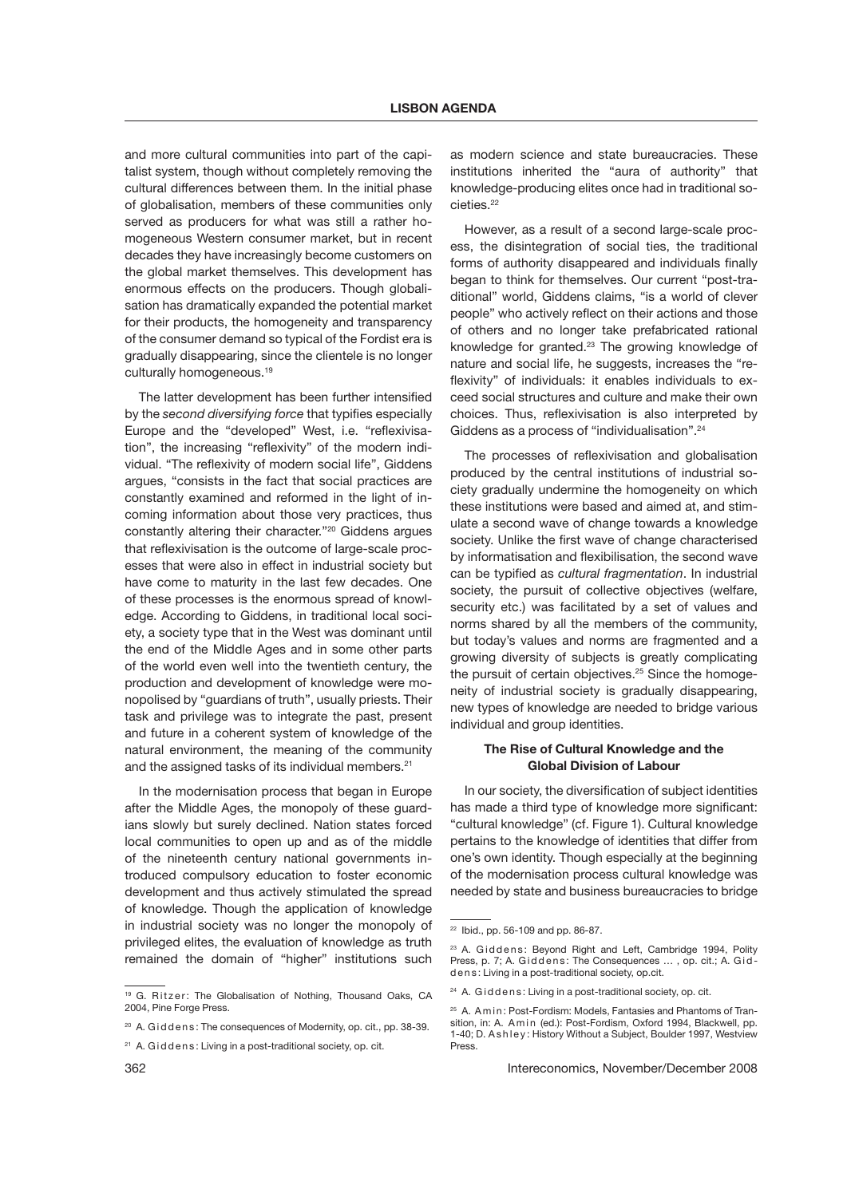and more cultural communities into part of the capitalist system, though without completely removing the cultural differences between them. In the initial phase of globalisation, members of these communities only served as producers for what was still a rather homogeneous Western consumer market, but in recent decades they have increasingly become customers on the global market themselves. This development has enormous effects on the producers. Though globalisation has dramatically expanded the potential market for their products, the homogeneity and transparency of the consumer demand so typical of the Fordist era is gradually disappearing, since the clientele is no longer culturally homogeneous.[19]

The latter development has been further intensified by the *second diversifying force* that typifies especially Europe and the "developed" West, i.e. "reflexivisation", the increasing "reflexivity" of the modern individual. "The reflexivity of modern social life", Giddens argues, "consists in the fact that social practices are constantly examined and reformed in the light of incoming information about those very practices, thus constantly altering their character."[20] Giddens argues that reflexivisation is the outcome of large-scale processes that were also in effect in industrial society but have come to maturity in the last few decades. One of these processes is the enormous spread of knowledge. According to Giddens, in traditional local society, a society type that in the West was dominant until the end of the Middle Ages and in some other parts of the world even well into the twentieth century, the production and development of knowledge were monopolised by "guardians of truth", usually priests. Their task and privilege was to integrate the past, present and future in a coherent system of knowledge of the natural environment, the meaning of the community and the assigned tasks of its individual members.[21]

In the modernisation process that began in Europe after the Middle Ages, the monopoly of these guardians slowly but surely declined. Nation states forced local communities to open up and as of the middle of the nineteenth century national governments introduced compulsory education to foster economic development and thus actively stimulated the spread of knowledge. Though the application of knowledge in industrial society was no longer the monopoly of privileged elites, the evaluation of knowledge as truth remained the domain of "higher" institutions such as modern science and state bureaucracies. These institutions inherited the "aura of authority" that knowledge-producing elites once had in traditional societies.[22]

However, as a result of a second large-scale process, the disintegration of social ties, the traditional forms of authority disappeared and individuals finally began to think for themselves. Our current "post-traditional" world, Giddens claims, "is a world of clever people" who actively reflect on their actions and those of others and no longer take prefabricated rational knowledge for granted.[23] The growing knowledge of nature and social life, he suggests, increases the "reflexivity" of individuals: it enables individuals to exceed social structures and culture and make their own choices. Thus, reflexivisation is also interpreted by Giddens as a process of "individualisation".[24]

The processes of reflexivisation and globalisation produced by the central institutions of industrial society gradually undermine the homogeneity on which these institutions were based and aimed at, and stimulate a second wave of change towards a knowledge society. Unlike the first wave of change characterised by informatisation and flexibilisation, the second wave can be typified as *cultural fragmentation*. In industrial society, the pursuit of collective objectives (welfare, security etc.) was facilitated by a set of values and norms shared by all the members of the community, but today's values and norms are fragmented and a growing diversity of subjects is greatly complicating the pursuit of certain objectives.[25] Since the homogeneity of industrial society is gradually disappearing, new types of knowledge are needed to bridge various individual and group identities.

## The Rise of Cultural Knowledge and the Global Division of Labour

In our society, the diversification of subject identities has made a third type of knowledge more significant: "cultural knowledge" (cf. Figure 1). Cultural knowledge pertains to the knowledge of identities that differ from one's own identity. Though especially at the beginning of the modernisation process cultural knowledge was needed by state and business bureaucracies to bridge

---

[19] G. Ritzer: The Globalisation of Nothing, Thousand Oaks, CA 2004, Pine Forge Press.

[20] A. Giddens: The consequences of Modernity, op. cit., pp. 38-39.

[21] A. Giddens: Living in a post-traditional society, op. cit.

[22] Ibid., pp. 56-109 and pp. 86-87.

[23] A. Giddens: Beyond Right and Left, Cambridge 1994, Polity Press, p. 7; A. Giddens: The Consequences … , op. cit.; A. Giddens: Living in a post-traditional society, op.cit.

[24] A. Giddens: Living in a post-traditional society, op. cit.

[25] A. Amin: Post-Fordism: Models, Fantasies and Phantoms of Transition, in: A. Amin (ed.): Post-Fordism, Oxford 1994, Blackwell, pp. 1-40; D. Ashley: History Without a Subject, Boulder 1997, Westview Press.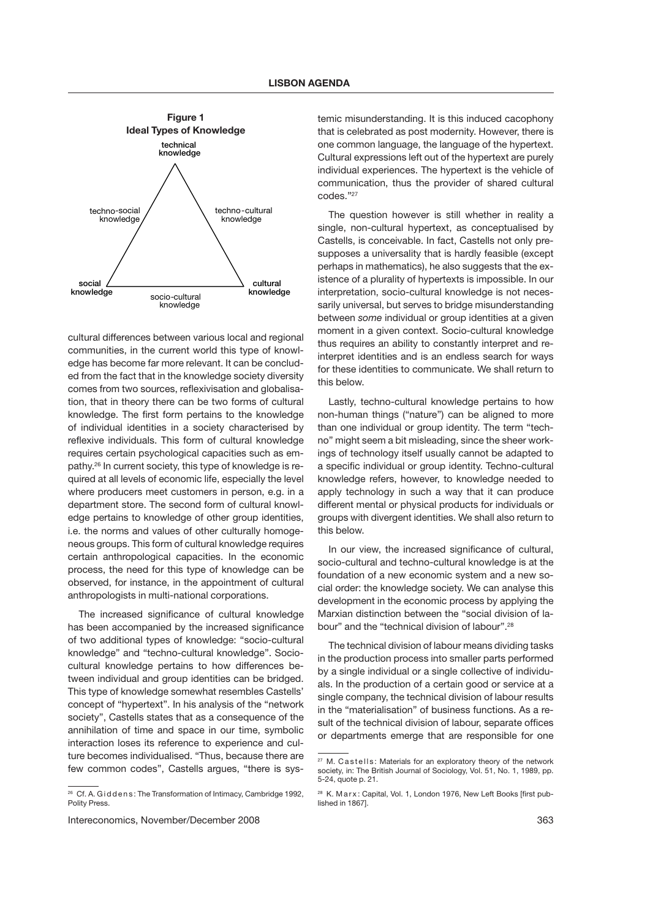**Figure 1**
**Ideal Types of Knowledge**

technical knowledge

techno-social knowledge

techno-cultural knowledge

social knowledge

socio-cultural knowledge

cultural knowledge

cultural differences between various local and regional communities, in the current world this type of knowledge has become far more relevant. It can be concluded from the fact that in the knowledge society diversity comes from two sources, reflexivisation and globalisation, that in theory there can be two forms of cultural knowledge. The first form pertains to the knowledge of individual identities in a society characterised by reflexive individuals. This form of cultural knowledge requires certain psychological capacities such as empathy.[26] In current society, this type of knowledge is required at all levels of economic life, especially the level where producers meet customers in person, e.g. in a department store. The second form of cultural knowledge pertains to knowledge of other group identities, i.e. the norms and values of other culturally homogeneous groups. This form of cultural knowledge requires certain anthropological capacities. In the economic process, the need for this type of knowledge can be observed, for instance, in the appointment of cultural anthropologists in multi-national corporations.

The increased significance of cultural knowledge has been accompanied by the increased significance of two additional types of knowledge: "socio-cultural knowledge" and "techno-cultural knowledge". Socio-cultural knowledge pertains to how differences between individual and group identities can be bridged. This type of knowledge somewhat resembles Castells' concept of "hypertext". In his analysis of the "network society", Castells states that as a consequence of the annihilation of time and space in our time, symbolic interaction loses its reference to experience and culture becomes individualised. "Thus, because there are few common codes", Castells argues, "there is systemic misunderstanding. It is this induced cacophony that is celebrated as post modernity. However, there is one common language, the language of the hypertext. Cultural expressions left out of the hypertext are purely individual experiences. The hypertext is the vehicle of communication, thus the provider of shared cultural codes."[27]

The question however is still whether in reality a single, non-cultural hypertext, as conceptualised by Castells, is conceivable. In fact, Castells not only presupposes a universality that is hardly feasible (except perhaps in mathematics), he also suggests that the existence of a plurality of hypertexts is impossible. In our interpretation, socio-cultural knowledge is not necessarily universal, but serves to bridge misunderstanding between *some* individual or group identities at a given moment in a given context. Socio-cultural knowledge thus requires an ability to constantly interpret and reinterpret identities and is an endless search for ways for these identities to communicate. We shall return to this below.

Lastly, techno-cultural knowledge pertains to how non-human things ("nature") can be aligned to more than one individual or group identity. The term "techno" might seem a bit misleading, since the sheer workings of technology itself usually cannot be adapted to a specific individual or group identity. Techno-cultural knowledge refers, however, to knowledge needed to apply technology in such a way that it can produce different mental or physical products for individuals or groups with divergent identities. We shall also return to this below.

In our view, the increased significance of cultural, socio-cultural and techno-cultural knowledge is at the foundation of a new economic system and a new social order: the knowledge society. We can analyse this development in the economic process by applying the Marxian distinction between the "social division of labour" and the "technical division of labour".[28]

The technical division of labour means dividing tasks in the production process into smaller parts performed by a single individual or a single collective of individuals. In the production of a certain good or service at a single company, the technical division of labour results in the "materialisation" of business functions. As a result of the technical division of labour, separate offices or departments emerge that are responsible for one

---

[26] Cf. A. Giddens: The Transformation of Intimacy, Cambridge 1992, Polity Press.

[27] M. Castells: Materials for an exploratory theory of the network society, in: The British Journal of Sociology, Vol. 51, No. 1, 1989, pp. 5-24, quote p. 21.

[28] K. Marx: Capital, Vol. 1, London 1976, New Left Books [first published in 1867].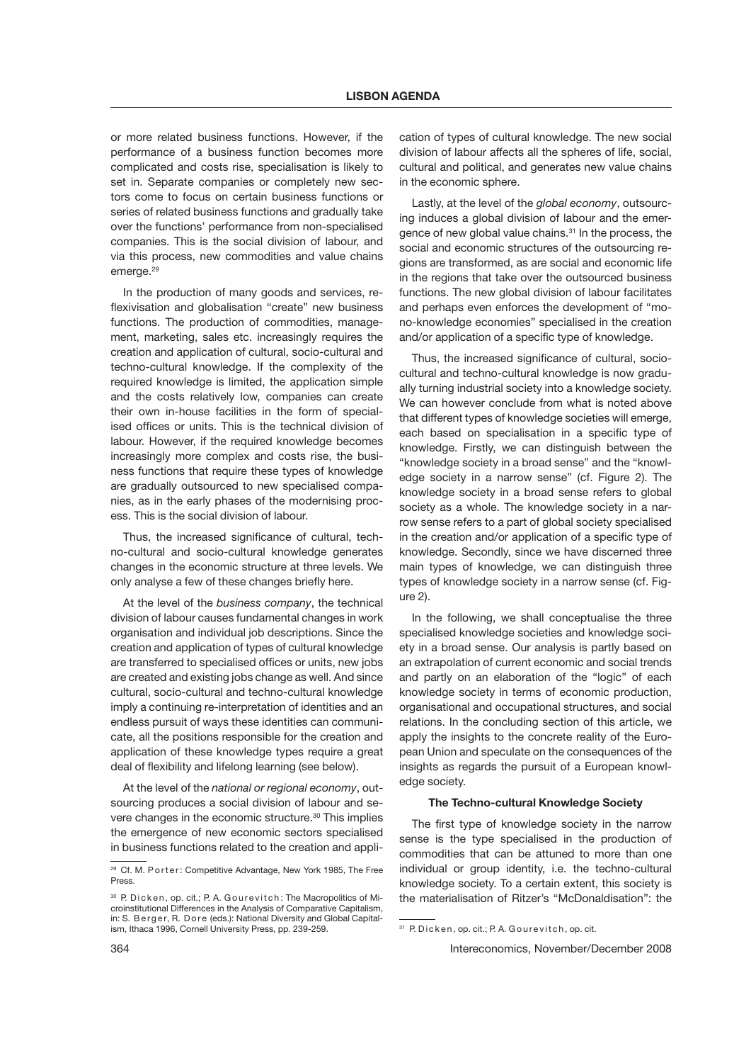or more related business functions. However, if the performance of a business function becomes more complicated and costs rise, specialisation is likely to set in. Separate companies or completely new sectors come to focus on certain business functions or series of related business functions and gradually take over the functions' performance from non-specialised companies. This is the social division of labour, and via this process, new commodities and value chains emerge.[29]

In the production of many goods and services, reflexivisation and globalisation "create" new business functions. The production of commodities, management, marketing, sales etc. increasingly requires the creation and application of cultural, socio-cultural and techno-cultural knowledge. If the complexity of the required knowledge is limited, the application simple and the costs relatively low, companies can create their own in-house facilities in the form of specialised offices or units. This is the technical division of labour. However, if the required knowledge becomes increasingly more complex and costs rise, the business functions that require these types of knowledge are gradually outsourced to new specialised companies, as in the early phases of the modernising process. This is the social division of labour.

Thus, the increased significance of cultural, techno-cultural and socio-cultural knowledge generates changes in the economic structure at three levels. We only analyse a few of these changes briefly here.

At the level of the *business company*, the technical division of labour causes fundamental changes in work organisation and individual job descriptions. Since the creation and application of types of cultural knowledge are transferred to specialised offices or units, new jobs are created and existing jobs change as well. And since cultural, socio-cultural and techno-cultural knowledge imply a continuing re-interpretation of identities and an endless pursuit of ways these identities can communicate, all the positions responsible for the creation and application of these knowledge types require a great deal of flexibility and lifelong learning (see below).

At the level of the *national or regional economy*, outsourcing produces a social division of labour and severe changes in the economic structure.[30] This implies the emergence of new economic sectors specialised in business functions related to the creation and application of types of cultural knowledge. The new social division of labour affects all the spheres of life, social, cultural and political, and generates new value chains in the economic sphere.

Lastly, at the level of the *global economy*, outsourcing induces a global division of labour and the emergence of new global value chains.[31] In the process, the social and economic structures of the outsourcing regions are transformed, as are social and economic life in the regions that take over the outsourced business functions. The new global division of labour facilitates and perhaps even enforces the development of "mono-knowledge economies" specialised in the creation and/or application of a specific type of knowledge.

Thus, the increased significance of cultural, socio-cultural and techno-cultural knowledge is now gradually turning industrial society into a knowledge society. We can however conclude from what is noted above that different types of knowledge societies will emerge, each based on specialisation in a specific type of knowledge. Firstly, we can distinguish between the "knowledge society in a broad sense" and the "knowledge society in a narrow sense" (cf. Figure 2). The knowledge society in a broad sense refers to global society as a whole. The knowledge society in a narrow sense refers to a part of global society specialised in the creation and/or application of a specific type of knowledge. Secondly, since we have discerned three main types of knowledge, we can distinguish three types of knowledge society in a narrow sense (cf. Figure 2).

In the following, we shall conceptualise the three specialised knowledge societies and knowledge society in a broad sense. Our analysis is partly based on an extrapolation of current economic and social trends and partly on an elaboration of the "logic" of each knowledge society in terms of economic production, organisational and occupational structures, and social relations. In the concluding section of this article, we apply the insights to the concrete reality of the European Union and speculate on the consequences of the insights as regards the pursuit of a European knowledge society.

### The Techno-cultural Knowledge Society

The first type of knowledge society in the narrow sense is the type specialised in the production of commodities that can be attuned to more than one individual or group identity, i.e. the techno-cultural knowledge society. To a certain extent, this society is the materialisation of Ritzer's "McDonaldisation": the

---

[29] Cf. M. Porter: Competitive Advantage, New York 1985, The Free Press.

[30] P. Dicken, op. cit.; P. A. Gourevitch: The Macropolitics of Microinstitutional Differences in the Analysis of Comparative Capitalism, in: S. Berger, R. Dore (eds.): National Diversity and Global Capitalism, Ithaca 1996, Cornell University Press, pp. 239-259.

[31] P. Dicken, op. cit.; P. A. Gourevitch, op. cit.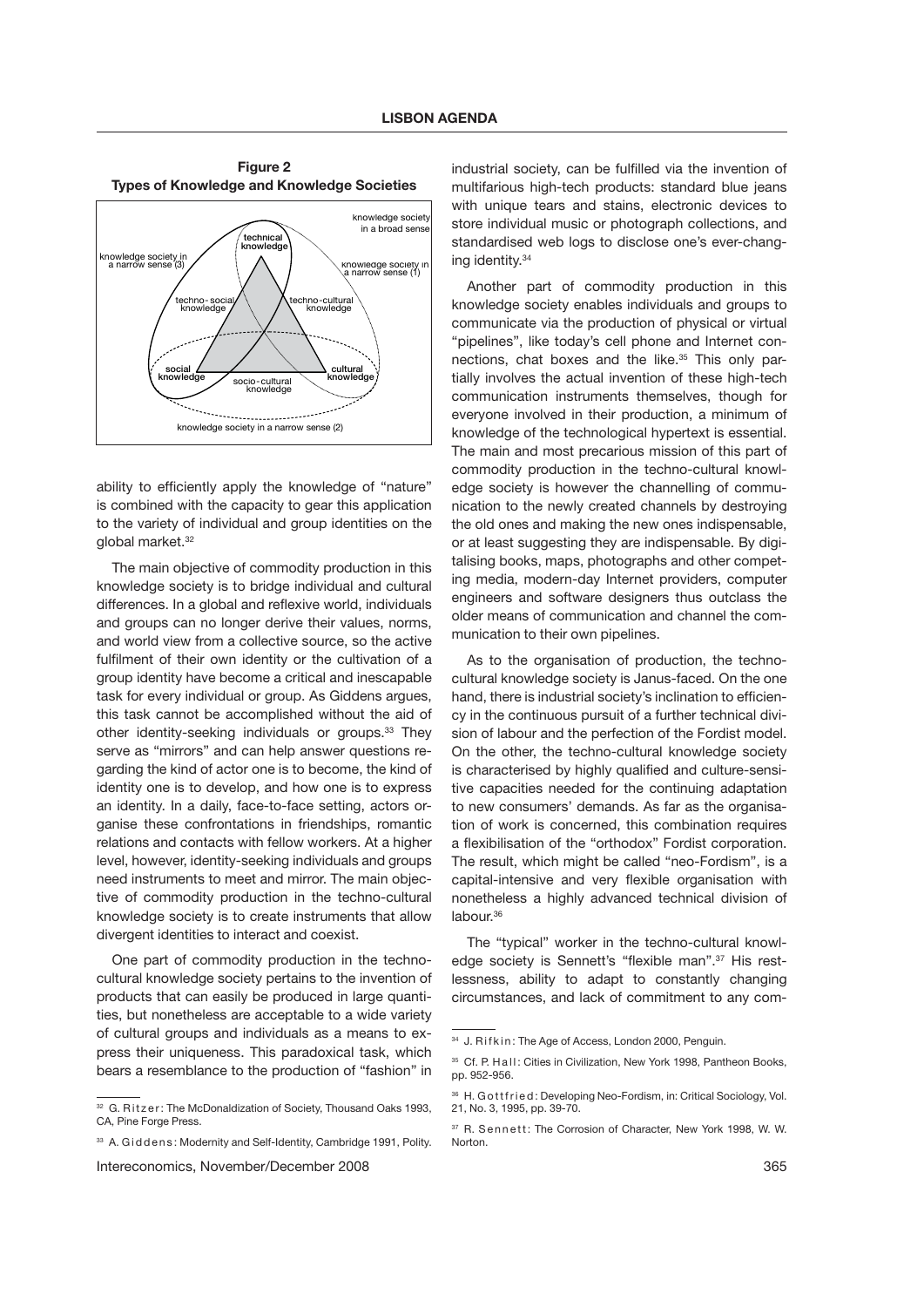**Figure 2**
**Types of Knowledge and Knowledge Societies**

knowledge society in a broad sense

technical knowledge

knowledge society in a narrow sense (3)

knowledge society in a narrow sense (1)

techno-social knowledge

techno-cultural knowledge

social knowledge

cultural knowledge

socio-cultural knowledge

knowledge society in a narrow sense (2)

ability to efficiently apply the knowledge of "nature" is combined with the capacity to gear this application to the variety of individual and group identities on the global market.[32]

The main objective of commodity production in this knowledge society is to bridge individual and cultural differences. In a global and reflexive world, individuals and groups can no longer derive their values, norms, and world view from a collective source, so the active fulfilment of their own identity or the cultivation of a group identity have become a critical and inescapable task for every individual or group. As Giddens argues, this task cannot be accomplished without the aid of other identity-seeking individuals or groups.[33] They serve as "mirrors" and can help answer questions regarding the kind of actor one is to become, the kind of identity one is to develop, and how one is to express an identity. In a daily, face-to-face setting, actors organise these confrontations in friendships, romantic relations and contacts with fellow workers. At a higher level, however, identity-seeking individuals and groups need instruments to meet and mirror. The main objective of commodity production in the techno-cultural knowledge society is to create instruments that allow divergent identities to interact and coexist.

One part of commodity production in the techno-cultural knowledge society pertains to the invention of products that can easily be produced in large quantities, but nonetheless are acceptable to a wide variety of cultural groups and individuals as a means to express their uniqueness. This paradoxical task, which bears a resemblance to the production of "fashion" in industrial society, can be fulfilled via the invention of multifarious high-tech products: standard blue jeans with unique tears and stains, electronic devices to store individual music or photograph collections, and standardised web logs to disclose one's ever-changing identity.[34]

Another part of commodity production in this knowledge society enables individuals and groups to communicate via the production of physical or virtual "pipelines", like today's cell phone and Internet connections, chat boxes and the like.[35] This only partially involves the actual invention of these high-tech communication instruments themselves, though for everyone involved in their production, a minimum of knowledge of the technological hypertext is essential. The main and most precarious mission of this part of commodity production in the techno-cultural knowledge society is however the channelling of communication to the newly created channels by destroying the old ones and making the new ones indispensable, or at least suggesting they are indispensable. By digitalising books, maps, photographs and other competing media, modern-day Internet providers, computer engineers and software designers thus outclass the older means of communication and channel the communication to their own pipelines.

As to the organisation of production, the techno-cultural knowledge society is Janus-faced. On the one hand, there is industrial society's inclination to efficiency in the continuous pursuit of a further technical division of labour and the perfection of the Fordist model. On the other, the techno-cultural knowledge society is characterised by highly qualified and culture-sensitive capacities needed for the continuing adaptation to new consumers' demands. As far as the organisation of work is concerned, this combination requires a flexibilisation of the "orthodox" Fordist corporation. The result, which might be called "neo-Fordism", is a capital-intensive and very flexible organisation with nonetheless a highly advanced technical division of labour.[36]

The "typical" worker in the techno-cultural knowledge society is Sennett's "flexible man".[37] His restlessness, ability to adapt to constantly changing circumstances, and lack of commitment to any com-

---

[32] G. Ritzer: The McDonaldization of Society, Thousand Oaks 1993, CA, Pine Forge Press.

[33] A. Giddens: Modernity and Self-Identity, Cambridge 1991, Polity.

[34] J. Rifkin: The Age of Access, London 2000, Penguin.

[35] Cf. P. Hall: Cities in Civilization, New York 1998, Pantheon Books, pp. 952-956.

[36] H. Gottfried: Developing Neo-Fordism, in: Critical Sociology, Vol. 21, No. 3, 1995, pp. 39-70.

[37] R. Sennett: The Corrosion of Character, New York 1998, W. W. Norton.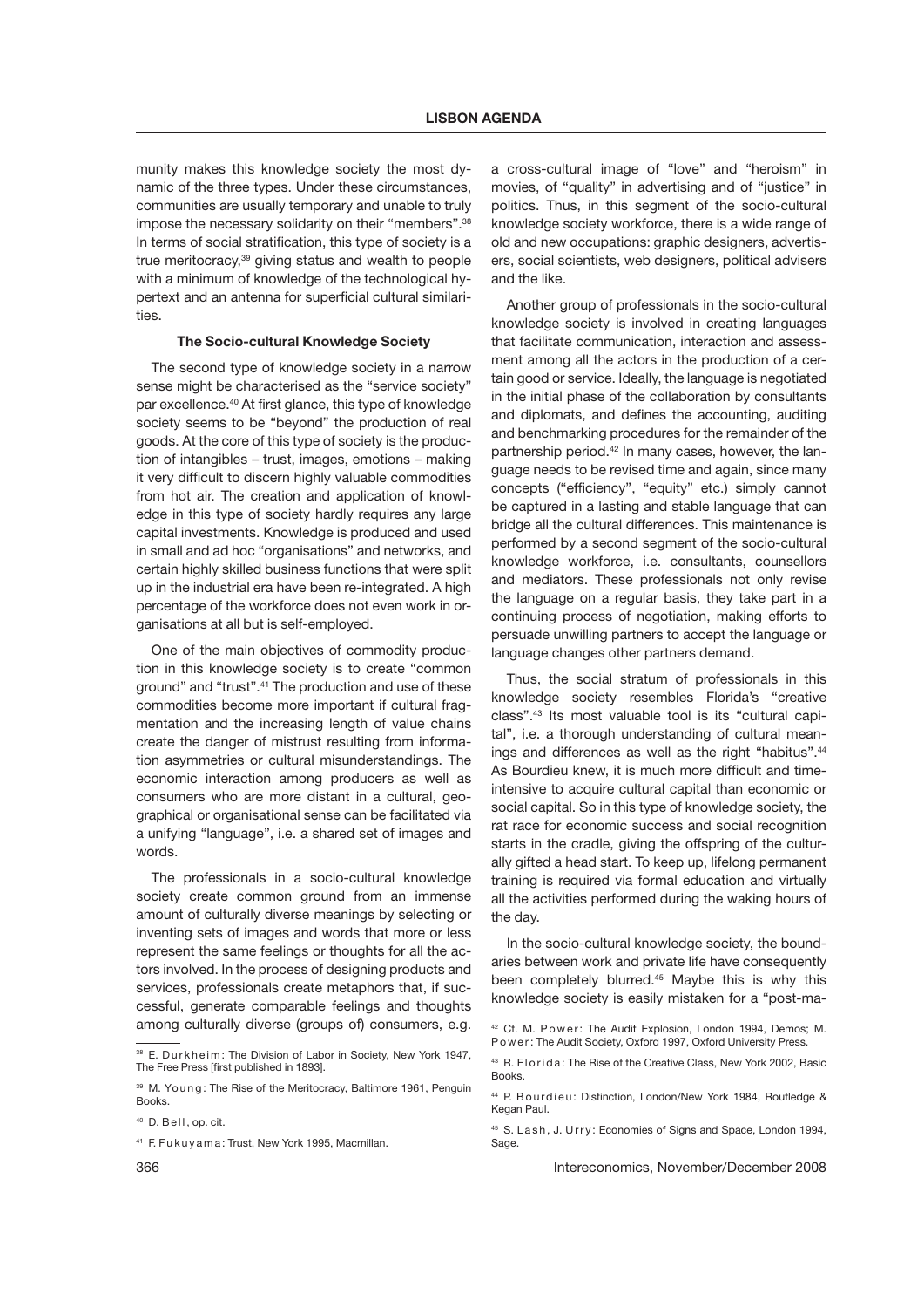munity makes this knowledge society the most dynamic of the three types. Under these circumstances, communities are usually temporary and unable to truly impose the necessary solidarity on their "members".[38] In terms of social stratification, this type of society is a true meritocracy,[39] giving status and wealth to people with a minimum of knowledge of the technological hypertext and an antenna for superficial cultural similarities.

### The Socio-cultural Knowledge Society

The second type of knowledge society in a narrow sense might be characterised as the "service society" par excellence.[40] At first glance, this type of knowledge society seems to be "beyond" the production of real goods. At the core of this type of society is the production of intangibles – trust, images, emotions – making it very difficult to discern highly valuable commodities from hot air. The creation and application of knowledge in this type of society hardly requires any large capital investments. Knowledge is produced and used in small and ad hoc "organisations" and networks, and certain highly skilled business functions that were split up in the industrial era have been re-integrated. A high percentage of the workforce does not even work in organisations at all but is self-employed.

One of the main objectives of commodity production in this knowledge society is to create "common ground" and "trust".[41] The production and use of these commodities become more important if cultural fragmentation and the increasing length of value chains create the danger of mistrust resulting from information asymmetries or cultural misunderstandings. The economic interaction among producers as well as consumers who are more distant in a cultural, geographical or organisational sense can be facilitated via a unifying "language", i.e. a shared set of images and words.

The professionals in a socio-cultural knowledge society create common ground from an immense amount of culturally diverse meanings by selecting or inventing sets of images and words that more or less represent the same feelings or thoughts for all the actors involved. In the process of designing products and services, professionals create metaphors that, if successful, generate comparable feelings and thoughts among culturally diverse (groups of) consumers, e.g. a cross-cultural image of "love" and "heroism" in movies, of "quality" in advertising and of "justice" in politics. Thus, in this segment of the socio-cultural knowledge society workforce, there is a wide range of old and new occupations: graphic designers, advertisers, social scientists, web designers, political advisers and the like.

Another group of professionals in the socio-cultural knowledge society is involved in creating languages that facilitate communication, interaction and assessment among all the actors in the production of a certain good or service. Ideally, the language is negotiated in the initial phase of the collaboration by consultants and diplomats, and defines the accounting, auditing and benchmarking procedures for the remainder of the partnership period.[42] In many cases, however, the language needs to be revised time and again, since many concepts ("efficiency", "equity" etc.) simply cannot be captured in a lasting and stable language that can bridge all the cultural differences. This maintenance is performed by a second segment of the socio-cultural knowledge workforce, i.e. consultants, counsellors and mediators. These professionals not only revise the language on a regular basis, they take part in a continuing process of negotiation, making efforts to persuade unwilling partners to accept the language or language changes other partners demand.

Thus, the social stratum of professionals in this knowledge society resembles Florida's "creative class".[43] Its most valuable tool is its "cultural capital", i.e. a thorough understanding of cultural meanings and differences as well as the right "habitus".[44] As Bourdieu knew, it is much more difficult and time-intensive to acquire cultural capital than economic or social capital. So in this type of knowledge society, the rat race for economic success and social recognition starts in the cradle, giving the offspring of the culturally gifted a head start. To keep up, lifelong permanent training is required via formal education and virtually all the activities performed during the waking hours of the day.

In the socio-cultural knowledge society, the boundaries between work and private life have consequently been completely blurred.[45] Maybe this is why this knowledge society is easily mistaken for a "post-ma-

---

[38] E. Durkheim: The Division of Labor in Society, New York 1947, The Free Press [first published in 1893].

[39] M. Young: The Rise of the Meritocracy, Baltimore 1961, Penguin Books.

[40] D. Bell, op. cit.

[41] F. Fukuyama: Trust, New York 1995, Macmillan.

[42] Cf. M. Power: The Audit Explosion, London 1994, Demos; M. Power: The Audit Society, Oxford 1997, Oxford University Press.

[43] R. Florida: The Rise of the Creative Class, New York 2002, Basic Books.

[44] P. Bourdieu: Distinction, London/New York 1984, Routledge & Kegan Paul.

[45] S. Lash, J. Urry: Economies of Signs and Space, London 1994, Sage.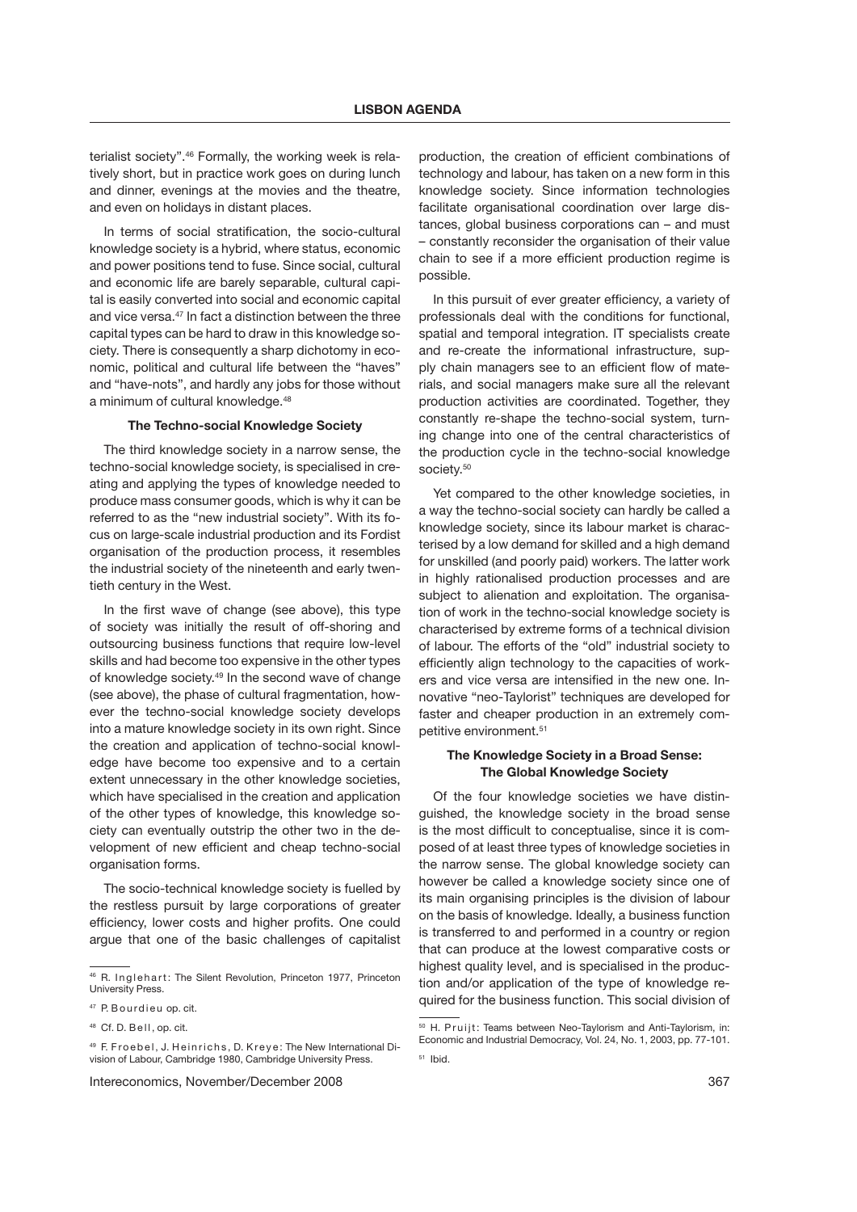terialist society".[46] Formally, the working week is relatively short, but in practice work goes on during lunch and dinner, evenings at the movies and the theatre, and even on holidays in distant places.

In terms of social stratification, the socio-cultural knowledge society is a hybrid, where status, economic and power positions tend to fuse. Since social, cultural and economic life are barely separable, cultural capital is easily converted into social and economic capital and vice versa.[47] In fact a distinction between the three capital types can be hard to draw in this knowledge society. There is consequently a sharp dichotomy in economic, political and cultural life between the "haves" and "have-nots", and hardly any jobs for those without a minimum of cultural knowledge.[48]

### The Techno-social Knowledge Society

The third knowledge society in a narrow sense, the techno-social knowledge society, is specialised in creating and applying the types of knowledge needed to produce mass consumer goods, which is why it can be referred to as the "new industrial society". With its focus on large-scale industrial production and its Fordist organisation of the production process, it resembles the industrial society of the nineteenth and early twentieth century in the West.

In the first wave of change (see above), this type of society was initially the result of off-shoring and outsourcing business functions that require low-level skills and had become too expensive in the other types of knowledge society.[49] In the second wave of change (see above), the phase of cultural fragmentation, however the techno-social knowledge society develops into a mature knowledge society in its own right. Since the creation and application of techno-social knowledge have become too expensive and to a certain extent unnecessary in the other knowledge societies, which have specialised in the creation and application of the other types of knowledge, this knowledge society can eventually outstrip the other two in the development of new efficient and cheap techno-social organisation forms.

The socio-technical knowledge society is fuelled by the restless pursuit by large corporations of greater efficiency, lower costs and higher profits. One could argue that one of the basic challenges of capitalist production, the creation of efficient combinations of technology and labour, has taken on a new form in this knowledge society. Since information technologies facilitate organisational coordination over large distances, global business corporations can – and must – constantly reconsider the organisation of their value chain to see if a more efficient production regime is possible.

In this pursuit of ever greater efficiency, a variety of professionals deal with the conditions for functional, spatial and temporal integration. IT specialists create and re-create the informational infrastructure, supply chain managers see to an efficient flow of materials, and social managers make sure all the relevant production activities are coordinated. Together, they constantly re-shape the techno-social system, turning change into one of the central characteristics of the production cycle in the techno-social knowledge society.[50]

Yet compared to the other knowledge societies, in a way the techno-social society can hardly be called a knowledge society, since its labour market is characterised by a low demand for skilled and a high demand for unskilled (and poorly paid) workers. The latter work in highly rationalised production processes and are subject to alienation and exploitation. The organisation of work in the techno-social knowledge society is characterised by extreme forms of a technical division of labour. The efforts of the "old" industrial society to efficiently align technology to the capacities of workers and vice versa are intensified in the new one. Innovative "neo-Taylorist" techniques are developed for faster and cheaper production in an extremely competitive environment.[51]

### The Knowledge Society in a Broad Sense: The Global Knowledge Society

Of the four knowledge societies we have distinguished, the knowledge society in the broad sense is the most difficult to conceptualise, since it is composed of at least three types of knowledge societies in the narrow sense. The global knowledge society can however be called a knowledge society since one of its main organising principles is the division of labour on the basis of knowledge. Ideally, a business function is transferred to and performed in a country or region that can produce at the lowest comparative costs or highest quality level, and is specialised in the production and/or application of the type of knowledge required for the business function. This social division of

---

[46] R. Inglehart: The Silent Revolution, Princeton 1977, Princeton University Press.

[47] P. Bourdieu op. cit.

[48] Cf. D. Bell, op. cit.

[49] F. Froebel, J. Heinrichs, D. Kreye: The New International Division of Labour, Cambridge 1980, Cambridge University Press.

[50] H. Pruijt: Teams between Neo-Taylorism and Anti-Taylorism, in: Economic and Industrial Democracy, Vol. 24, No. 1, 2003, pp. 77-101.

[51] Ibid.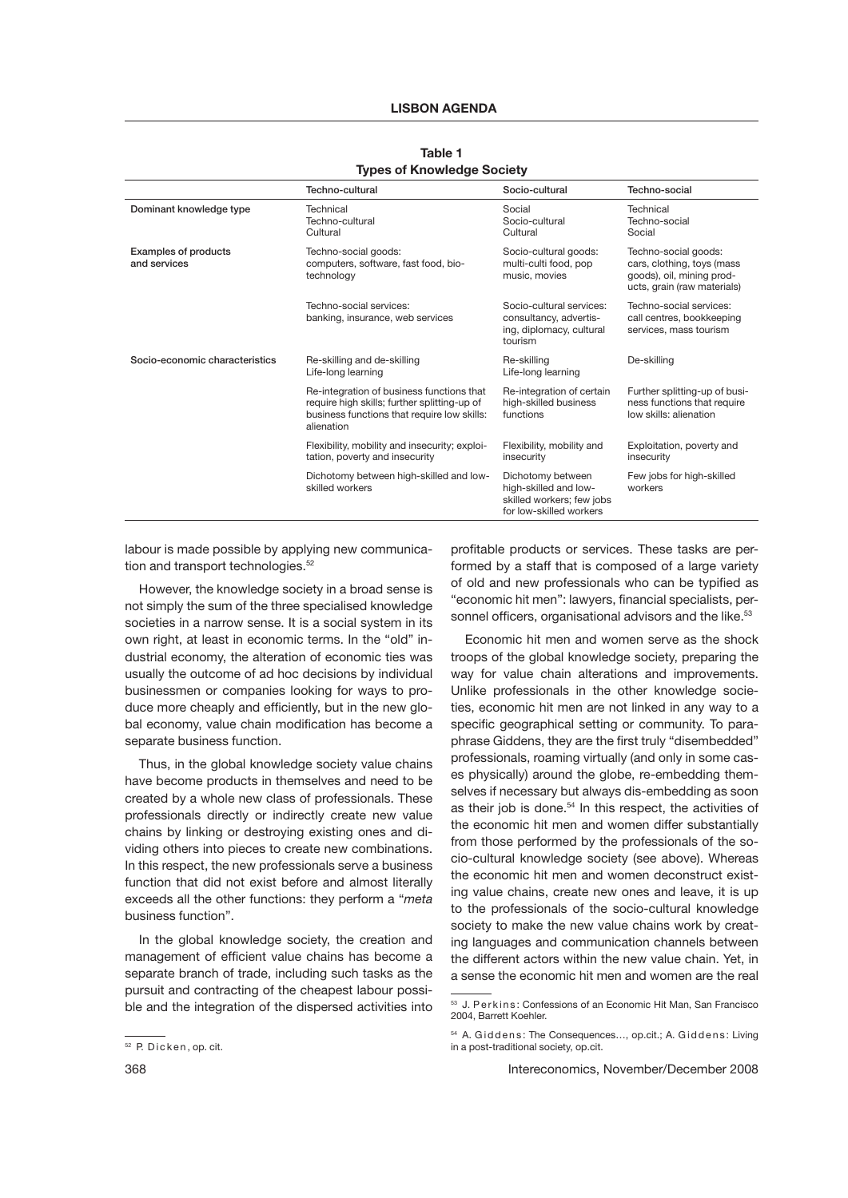**Table 1**
**Types of Knowledge Society**

| | Techno-cultural | Socio-cultural | Techno-social |
|---|---|---|---|
| Dominant knowledge type | Technical<br>Techno-cultural<br>Cultural | Social<br>Socio-cultural<br>Cultural | Technical<br>Techno-social<br>Social |
| Examples of products and services | Techno-social goods: computers, software, fast food, bio-technology | Socio-cultural goods: multi-culti food, pop music, movies | Techno-social goods: cars, clothing, toys (mass goods), oil, mining products, grain (raw materials) |
| | Techno-social services: banking, insurance, web services | Socio-cultural services: consultancy, advertising, diplomacy, cultural tourism | Techno-social services: call centres, bookkeeping services, mass tourism |
| Socio-economic characteristics | Re-skilling and de-skilling<br>Life-long learning | Re-skilling<br>Life-long learning | De-skilling |
| | Re-integration of business functions that require high skills; further splitting-up of business functions that require low skills: alienation | Re-integration of certain high-skilled business functions | Further splitting-up of business functions that require low skills: alienation |
| | Flexibility, mobility and insecurity; exploitation, poverty and insecurity | Flexibility, mobility and insecurity | Exploitation, poverty and insecurity |
| | Dichotomy between high-skilled and low-skilled workers | Dichotomy between high-skilled and low-skilled workers; few jobs for low-skilled workers | Few jobs for high-skilled workers |

labour is made possible by applying new communication and transport technologies.[52]

However, the knowledge society in a broad sense is not simply the sum of the three specialised knowledge societies in a narrow sense. It is a social system in its own right, at least in economic terms. In the "old" industrial economy, the alteration of economic ties was usually the outcome of ad hoc decisions by individual businessmen or companies looking for ways to produce more cheaply and efficiently, but in the new global economy, value chain modification has become a separate business function.

Thus, in the global knowledge society value chains have become products in themselves and need to be created by a whole new class of professionals. These professionals directly or indirectly create new value chains by linking or destroying existing ones and dividing others into pieces to create new combinations. In this respect, the new professionals serve a business function that did not exist before and almost literally exceeds all the other functions: they perform a "*meta* business function".

In the global knowledge society, the creation and management of efficient value chains has become a separate branch of trade, including such tasks as the pursuit and contracting of the cheapest labour possible and the integration of the dispersed activities into profitable products or services. These tasks are performed by a staff that is composed of a large variety of old and new professionals who can be typified as "economic hit men": lawyers, financial specialists, personnel officers, organisational advisors and the like.[53]

Economic hit men and women serve as the shock troops of the global knowledge society, preparing the way for value chain alterations and improvements. Unlike professionals in the other knowledge societies, economic hit men are not linked in any way to a specific geographical setting or community. To paraphrase Giddens, they are the first truly "disembedded" professionals, roaming virtually (and only in some cases physically) around the globe, re-embedding themselves if necessary but always dis-embedding as soon as their job is done.[54] In this respect, the activities of the economic hit men and women differ substantially from those performed by the professionals of the socio-cultural knowledge society (see above). Whereas the economic hit men and women deconstruct existing value chains, create new ones and leave, it is up to the professionals of the socio-cultural knowledge society to make the new value chains work by creating languages and communication channels between the different actors within the new value chain. Yet, in a sense the economic hit men and women are the real

[52] P. Dicken, op. cit.

[53] J. Perkins: Confessions of an Economic Hit Man, San Francisco 2004, Barrett Koehler.

[54] A. Giddens: The Consequences…, op.cit.; A. Giddens: Living in a post-traditional society, op.cit.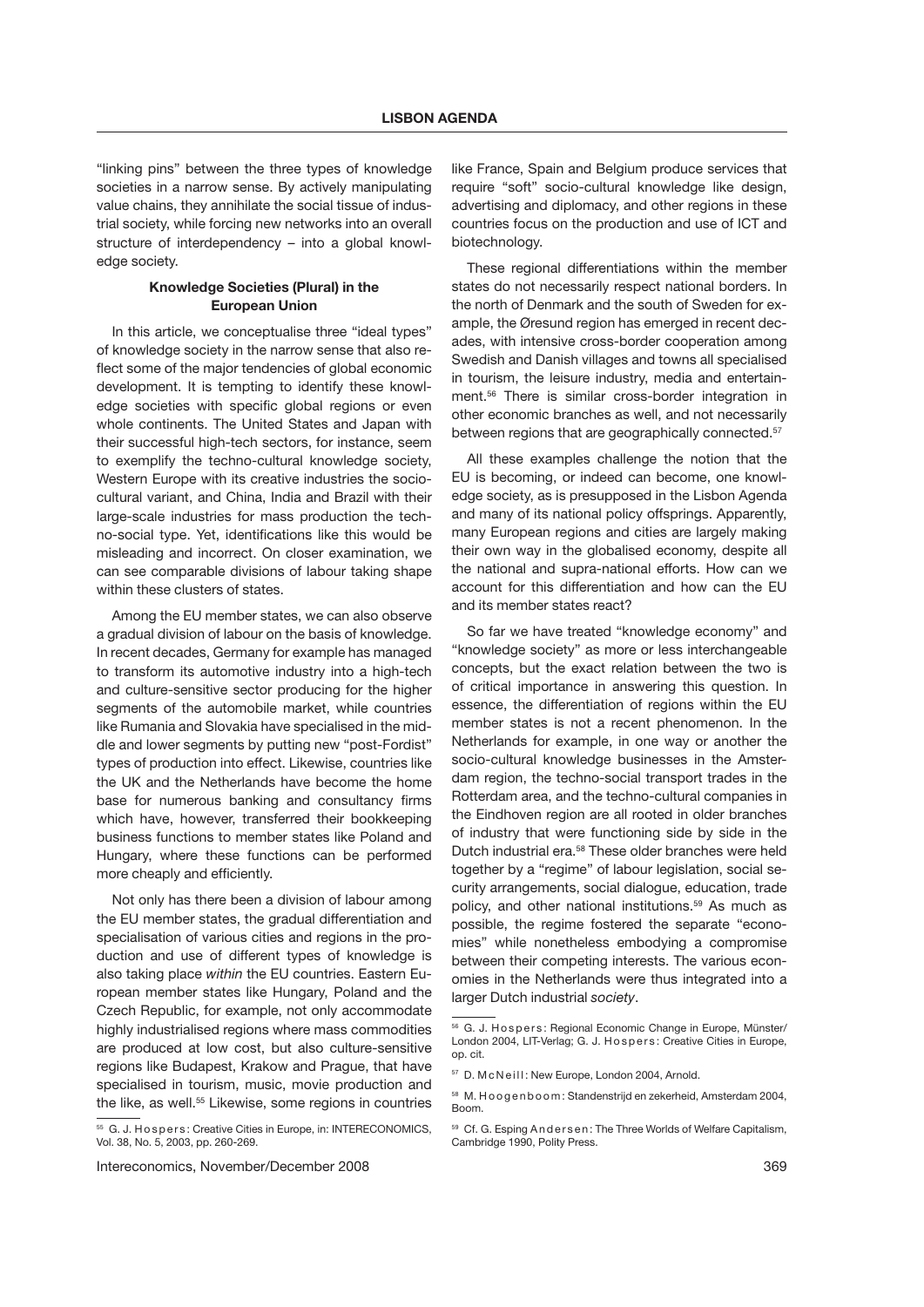"linking pins" between the three types of knowledge societies in a narrow sense. By actively manipulating value chains, they annihilate the social tissue of industrial society, while forcing new networks into an overall structure of interdependency – into a global knowledge society.

### Knowledge Societies (Plural) in the European Union

In this article, we conceptualise three "ideal types" of knowledge society in the narrow sense that also reflect some of the major tendencies of global economic development. It is tempting to identify these knowledge societies with specific global regions or even whole continents. The United States and Japan with their successful high-tech sectors, for instance, seem to exemplify the techno-cultural knowledge society, Western Europe with its creative industries the socio-cultural variant, and China, India and Brazil with their large-scale industries for mass production the techno-social type. Yet, identifications like this would be misleading and incorrect. On closer examination, we can see comparable divisions of labour taking shape within these clusters of states.

Among the EU member states, we can also observe a gradual division of labour on the basis of knowledge. In recent decades, Germany for example has managed to transform its automotive industry into a high-tech and culture-sensitive sector producing for the higher segments of the automobile market, while countries like Rumania and Slovakia have specialised in the middle and lower segments by putting new "post-Fordist" types of production into effect. Likewise, countries like the UK and the Netherlands have become the home base for numerous banking and consultancy firms which have, however, transferred their bookkeeping business functions to member states like Poland and Hungary, where these functions can be performed more cheaply and efficiently.

Not only has there been a division of labour among the EU member states, the gradual differentiation and specialisation of various cities and regions in the production and use of different types of knowledge is also taking place *within* the EU countries. Eastern European member states like Hungary, Poland and the Czech Republic, for example, not only accommodate highly industrialised regions where mass commodities are produced at low cost, but also culture-sensitive regions like Budapest, Krakow and Prague, that have specialised in tourism, music, movie production and the like, as well.[55] Likewise, some regions in countries like France, Spain and Belgium produce services that require "soft" socio-cultural knowledge like design, advertising and diplomacy, and other regions in these countries focus on the production and use of ICT and biotechnology.

These regional differentiations within the member states do not necessarily respect national borders. In the north of Denmark and the south of Sweden for example, the Øresund region has emerged in recent decades, with intensive cross-border cooperation among Swedish and Danish villages and towns all specialised in tourism, the leisure industry, media and entertainment.[56] There is similar cross-border integration in other economic branches as well, and not necessarily between regions that are geographically connected.[57]

All these examples challenge the notion that the EU is becoming, or indeed can become, one knowledge society, as is presupposed in the Lisbon Agenda and many of its national policy offsprings. Apparently, many European regions and cities are largely making their own way in the globalised economy, despite all the national and supra-national efforts. How can we account for this differentiation and how can the EU and its member states react?

So far we have treated "knowledge economy" and "knowledge society" as more or less interchangeable concepts, but the exact relation between the two is of critical importance in answering this question. In essence, the differentiation of regions within the EU member states is not a recent phenomenon. In the Netherlands for example, in one way or another the socio-cultural knowledge businesses in the Amsterdam region, the techno-social transport trades in the Rotterdam area, and the techno-cultural companies in the Eindhoven region are all rooted in older branches of industry that were functioning side by side in the Dutch industrial era.[58] These older branches were held together by a "regime" of labour legislation, social security arrangements, social dialogue, education, trade policy, and other national institutions.[59] As much as possible, the regime fostered the separate "economies" while nonetheless embodying a compromise between their competing interests. The various economies in the Netherlands were thus integrated into a larger Dutch industrial *society*.

---

[55] G. J. Hospers: Creative Cities in Europe, in: INTERECONOMICS, Vol. 38, No. 5, 2003, pp. 260-269.

[56] G. J. Hospers: Regional Economic Change in Europe, Münster/London 2004, LIT-Verlag; G. J. Hospers: Creative Cities in Europe, op. cit.

[57] D. McNeill: New Europe, London 2004, Arnold.

[58] M. Hoogenboom: Standenstrijd en zekerheid, Amsterdam 2004, Boom.

[59] Cf. G. Esping Andersen: The Three Worlds of Welfare Capitalism, Cambridge 1990, Polity Press.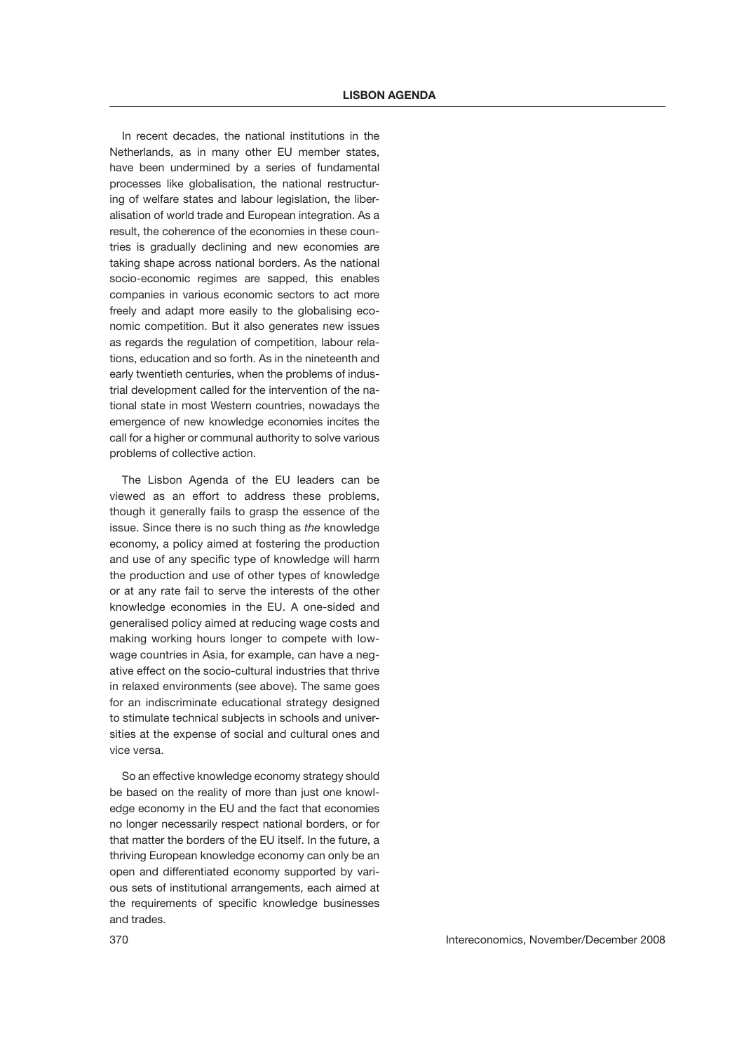In recent decades, the national institutions in the Netherlands, as in many other EU member states, have been undermined by a series of fundamental processes like globalisation, the national restructuring of welfare states and labour legislation, the liberalisation of world trade and European integration. As a result, the coherence of the economies in these countries is gradually declining and new economies are taking shape across national borders. As the national socio-economic regimes are sapped, this enables companies in various economic sectors to act more freely and adapt more easily to the globalising economic competition. But it also generates new issues as regards the regulation of competition, labour relations, education and so forth. As in the nineteenth and early twentieth centuries, when the problems of industrial development called for the intervention of the national state in most Western countries, nowadays the emergence of new knowledge economies incites the call for a higher or communal authority to solve various problems of collective action.

The Lisbon Agenda of the EU leaders can be viewed as an effort to address these problems, though it generally fails to grasp the essence of the issue. Since there is no such thing as *the* knowledge economy, a policy aimed at fostering the production and use of any specific type of knowledge will harm the production and use of other types of knowledge or at any rate fail to serve the interests of the other knowledge economies in the EU. A one-sided and generalised policy aimed at reducing wage costs and making working hours longer to compete with low-wage countries in Asia, for example, can have a negative effect on the socio-cultural industries that thrive in relaxed environments (see above). The same goes for an indiscriminate educational strategy designed to stimulate technical subjects in schools and universities at the expense of social and cultural ones and vice versa.

So an effective knowledge economy strategy should be based on the reality of more than just one knowledge economy in the EU and the fact that economies no longer necessarily respect national borders, or for that matter the borders of the EU itself. In the future, a thriving European knowledge economy can only be an open and differentiated economy supported by various sets of institutional arrangements, each aimed at the requirements of specific knowledge businesses and trades.